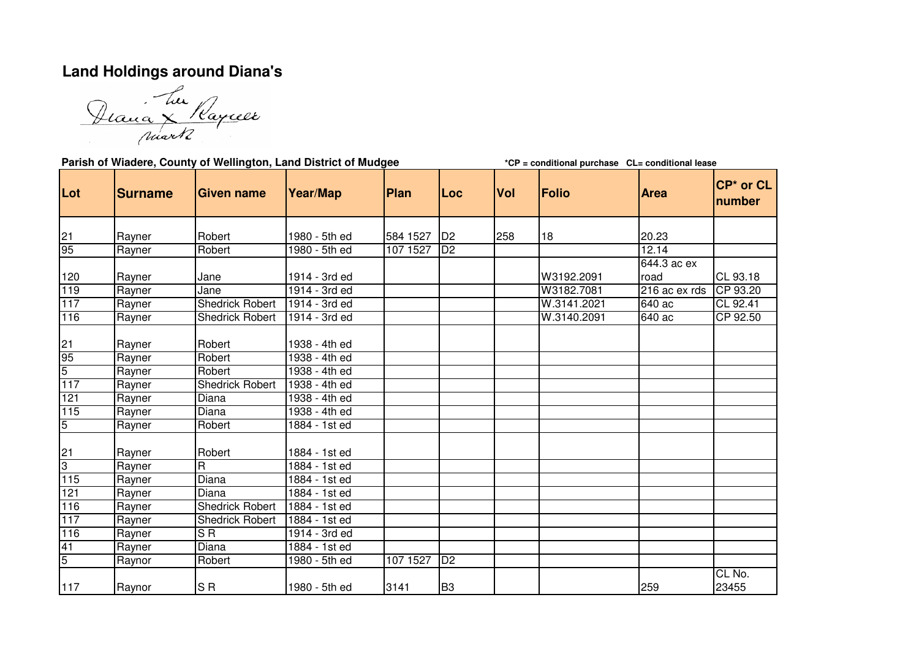# Land Holdings around Diana's

Diana x Rayner
her mark

**Parish of Wiadere, County of Wellington, Land District of Mudgee**

***CP = conditional purchase CL= conditional lease**

| Lot | Surname | Given name | Year/Map | Plan | Loc | Vol | Folio | Area | CP* or CL number |
|---|---|---|---|---|---|---|---|---|---|
| 21 | Rayner | Robert | 1980 - 5th ed | 584 1527 | D2 | 258 | 18 | 20.23 | |
| 95 | Rayner | Robert | 1980 - 5th ed | 107 1527 | D2 | | | 12.14 | |
| 120 | Rayner | Jane | 1914 - 3rd ed | | | | W3192.2091 | 644.3 ac ex road | CL 93.18 |
| 119 | Rayner | Jane | 1914 - 3rd ed | | | | W3182.7081 | 216 ac ex rds | CP 93.20 |
| 117 | Rayner | Shedrick Robert | 1914 - 3rd ed | | | | W.3141.2021 | 640 ac | CL 92.41 |
| 116 | Rayner | Shedrick Robert | 1914 - 3rd ed | | | | W.3140.2091 | 640 ac | CP 92.50 |
| 21 | Rayner | Robert | 1938 - 4th ed | | | | | | |
| 95 | Rayner | Robert | 1938 - 4th ed | | | | | | |
| 5 | Rayner | Robert | 1938 - 4th ed | | | | | | |
| 117 | Rayner | Shedrick Robert | 1938 - 4th ed | | | | | | |
| 121 | Rayner | Diana | 1938 - 4th ed | | | | | | |
| 115 | Rayner | Diana | 1938 - 4th ed | | | | | | |
| 5 | Rayner | Robert | 1884 - 1st ed | | | | | | |
| 21 | Rayner | Robert | 1884 - 1st ed | | | | | | |
| 3 | Rayner | R | 1884 - 1st ed | | | | | | |
| 115 | Rayner | Diana | 1884 - 1st ed | | | | | | |
| 121 | Rayner | Diana | 1884 - 1st ed | | | | | | |
| 116 | Rayner | Shedrick Robert | 1884 - 1st ed | | | | | | |
| 117 | Rayner | Shedrick Robert | 1884 - 1st ed | | | | | | |
| 116 | Rayner | S R | 1914 - 3rd ed | | | | | | |
| 41 | Rayner | Diana | 1884 - 1st ed | | | | | | |
| 5 | Raynor | Robert | 1980 - 5th ed | 107 1527 | D2 | | | | |
| 117 | Raynor | S R | 1980 - 5th ed | 3141 | B3 | | | 259 | CL No. 23455 |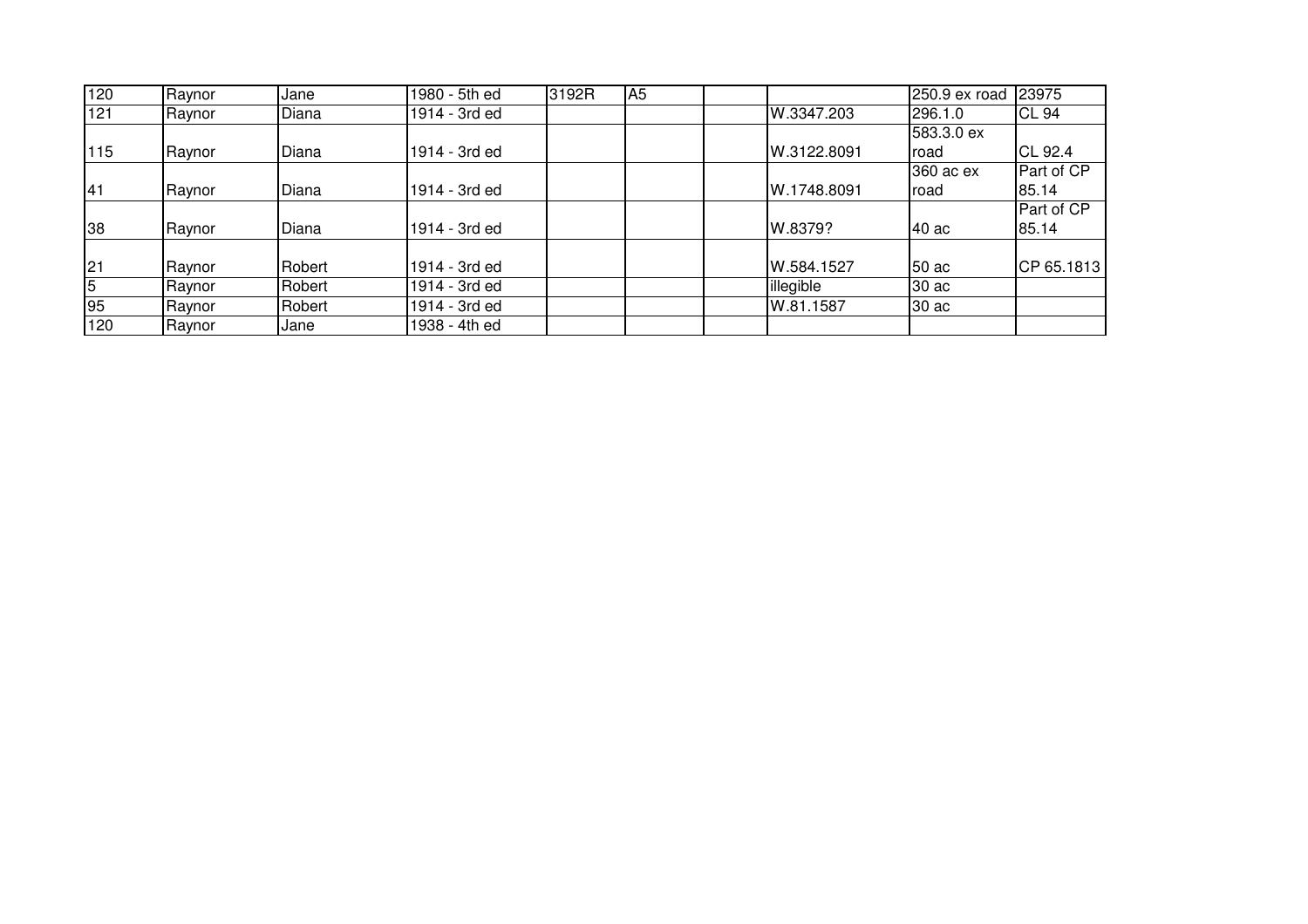| | | | | | | | | | |
|---|---|---|---|---|---|---|---|---|---|
| 120 | Raynor | Jane | 1980 - 5th ed | 3192R | A5 | | | 250.9 ex road | 23975 |
| 121 | Raynor | Diana | 1914 - 3rd ed | | | | W.3347.203 | 296.1.0 | CL 94 |
| 115 | Raynor | Diana | 1914 - 3rd ed | | | | W.3122.8091 | 583.3.0 ex road | CL 92.4 |
| 41 | Raynor | Diana | 1914 - 3rd ed | | | | W.1748.8091 | 360 ac ex road | Part of CP 85.14 |
| 38 | Raynor | Diana | 1914 - 3rd ed | | | | W.8379? | 40 ac | Part of CP 85.14 |
| 21 | Raynor | Robert | 1914 - 3rd ed | | | | W.584.1527 | 50 ac | CP 65.1813 |
| 5 | Raynor | Robert | 1914 - 3rd ed | | | | illegible | 30 ac | |
| 95 | Raynor | Robert | 1914 - 3rd ed | | | | W.81.1587 | 30 ac | |
| 120 | Raynor | Jane | 1938 - 4th ed | | | | | | |